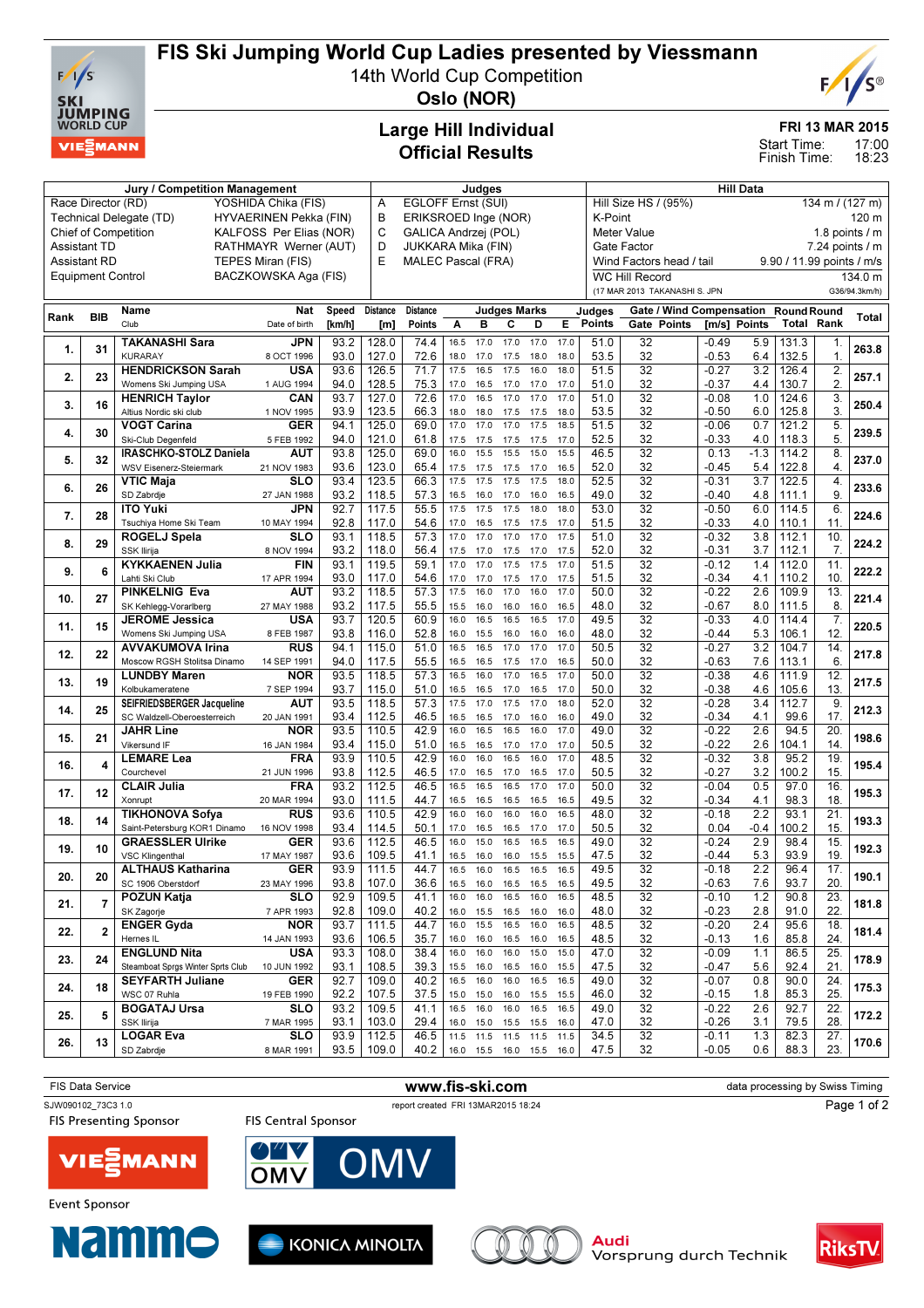# FIS Ski Jumping World Cup Ladies presented by Viessmann

14th World Cup Competition

Oslo (NOR)

## Large Hill Individual
## Official Results

FRI 13 MAR 2015

Start Time: 17:00
Finish Time: 18:23

| Jury / Competition Management | | Judges | | Hill Data | |
|---|---|---|---|---|---|
| Race Director (RD) | YOSHIDA Chika (FIS) | A | EGLOFF Ernst (SUI) | Hill Size HS / (95%) | 134 m / (127 m) |
| Technical Delegate (TD) | HYVAERINEN Pekka (FIN) | B | ERIKSROED Inge (NOR) | K-Point | 120 m |
| Chief of Competition | KALFOSS Per Elias (NOR) | C | GALICA Andrzej (POL) | Meter Value | 1.8 points / m |
| Assistant TD | RATHMAYR Werner (AUT) | D | JUKKARA Mika (FIN) | Gate Factor | 7.24 points / m |
| Assistant RD | TEPES Miran (FIS) | E | MALEC Pascal (FRA) | Wind Factors head / tail | 9.90 / 11.99 points / m/s |
| Equipment Control | BACZKOWSKA Aga (FIS) | | | WC Hill Record | 134.0 m |
| | | | | (17 MAR 2013 TAKANASHI S. JPN | G36/94.3km/h) |

| Rank | BIB | Name / Club | Nat / Date of birth | Speed [km/h] | Distance [m] | Distance Points | A | B | C | D | E | Judges Points | Gate | Gate Points | Wind [m/s] | Wind Points | Round Total | Round Rank | Total |
|---|---|---|---|---|---|---|---|---|---|---|---|---|---|---|---|---|---|---|---|
| 1. | 31 | TAKANASHI Sara / KURARAY | JPN / 8 OCT 1996 | 93.2 | 128.0 | 74.4 | 16.5 | 17.0 | 17.0 | 17.0 | 17.0 | 51.0 | 32 | | -0.49 | 5.9 | 131.3 | 1. | 263.8 |
| | | | | 93.0 | 127.0 | 72.6 | 18.0 | 17.0 | 17.5 | 18.0 | 18.0 | 53.5 | 32 | | -0.53 | 6.4 | 132.5 | 1. | |
| 2. | 23 | HENDRICKSON Sarah / Womens Ski Jumping USA | USA / 1 AUG 1994 | 93.6 | 126.5 | 71.7 | 17.5 | 16.5 | 17.5 | 16.0 | 18.0 | 51.5 | 32 | | -0.27 | 3.2 | 126.4 | 2. | 257.1 |
| | | | | 94.0 | 128.5 | 75.3 | 17.0 | 16.5 | 17.0 | 17.0 | 17.0 | 51.0 | 32 | | -0.37 | 4.4 | 130.7 | 2. | |
| 3. | 16 | HENRICH Taylor / Altius Nordic ski club | CAN / 1 NOV 1995 | 93.7 | 127.0 | 72.6 | 17.0 | 16.5 | 17.0 | 17.0 | 17.0 | 51.0 | 32 | | -0.08 | 1.0 | 124.6 | 3. | 250.4 |
| | | | | 93.9 | 123.5 | 66.3 | 18.0 | 18.0 | 17.5 | 17.5 | 18.0 | 53.5 | 32 | | -0.50 | 6.0 | 125.8 | 3. | |
| 4. | 30 | VOGT Carina / Ski-Club Degenfeld | GER / 5 FEB 1992 | 94.1 | 125.0 | 69.0 | 17.0 | 17.0 | 17.0 | 17.5 | 18.5 | 51.5 | 32 | | -0.06 | 0.7 | 121.2 | 5. | 239.5 |
| | | | | 94.0 | 121.0 | 61.8 | 17.5 | 17.5 | 17.5 | 17.5 | 17.5 | 52.5 | 32 | | -0.33 | 4.0 | 118.3 | 5. | |
| 5. | 32 | IRASCHKO-STOLZ Daniela / WSV Eisenerz-Steiermark | AUT / 21 NOV 1983 | 93.8 | 125.0 | 69.0 | 16.0 | 15.5 | 15.5 | 15.0 | 15.5 | 46.5 | 32 | | 0.13 | -1.3 | 114.2 | 8. | 237.0 |
| | | | | 93.6 | 123.0 | 65.4 | 17.5 | 17.5 | 17.5 | 17.0 | 16.5 | 52.0 | 32 | | -0.45 | 5.4 | 122.8 | 4. | |
| 6. | 26 | VTIC Maja / SD Zabrdje | SLO / 27 JAN 1988 | 93.4 | 123.5 | 66.3 | 17.5 | 17.5 | 17.5 | 17.5 | 18.0 | 52.5 | 32 | | -0.31 | 3.7 | 122.5 | 4. | 233.6 |
| | | | | 93.2 | 118.5 | 57.3 | 16.5 | 16.0 | 16.0 | 16.0 | 16.5 | 49.0 | 32 | | -0.40 | 4.8 | 111.1 | 9. | |
| 7. | 28 | ITO Yuki / Tsuchiya Home Ski Team | JPN / 10 MAY 1994 | 92.7 | 117.5 | 55.5 | 17.5 | 17.5 | 17.5 | 18.0 | 18.0 | 53.0 | 32 | | -0.50 | 6.0 | 114.5 | 6. | 224.6 |
| | | | | 92.8 | 117.0 | 54.6 | 17.0 | 16.5 | 17.5 | 17.5 | 17.0 | 51.5 | 32 | | -0.33 | 4.0 | 110.1 | 11. | |
| 8. | 29 | ROGELJ Spela / SSK Ilirija | SLO / 8 NOV 1994 | 93.1 | 118.5 | 57.3 | 17.0 | 17.0 | 17.0 | 17.0 | 17.5 | 51.0 | 32 | | -0.32 | 3.8 | 112.1 | 10. | 224.2 |
| | | | | 93.2 | 118.0 | 56.4 | 17.5 | 17.0 | 17.5 | 17.0 | 17.5 | 52.0 | 32 | | -0.31 | 3.7 | 112.1 | 7. | |
| 9. | 6 | KYKKAENEN Julia / Lahti Ski Club | FIN / 17 APR 1994 | 93.1 | 119.5 | 59.1 | 17.0 | 17.0 | 17.5 | 17.5 | 17.0 | 51.5 | 32 | | -0.12 | 1.4 | 112.0 | 11. | 222.2 |
| | | | | 93.0 | 117.0 | 54.6 | 17.0 | 17.0 | 17.5 | 17.0 | 17.5 | 51.5 | 32 | | -0.34 | 4.1 | 110.2 | 10. | |
| 10. | 27 | PINKELNIG Eva / SK Kehlegg-Vorarlberg | AUT / 27 MAY 1988 | 93.2 | 118.5 | 57.3 | 17.5 | 16.0 | 17.0 | 16.0 | 17.0 | 50.0 | 32 | | -0.22 | 2.6 | 109.9 | 13. | 221.4 |
| | | | | 93.2 | 117.5 | 55.5 | 15.5 | 16.0 | 16.0 | 16.0 | 16.5 | 48.0 | 32 | | -0.67 | 8.0 | 111.5 | 8. | |
| 11. | 15 | JEROME Jessica / Womens Ski Jumping USA | USA / 8 FEB 1987 | 93.7 | 120.5 | 60.9 | 16.0 | 16.5 | 16.5 | 16.5 | 17.0 | 49.5 | 32 | | -0.33 | 4.0 | 114.4 | 7. | 220.5 |
| | | | | 93.8 | 116.0 | 52.8 | 16.0 | 15.5 | 16.0 | 16.0 | 16.0 | 48.0 | 32 | | -0.44 | 5.3 | 106.1 | 12. | |
| 12. | 22 | AVVAKUMOVA Irina / Moscow RGSH Stolitsa Dinamo | RUS / 14 SEP 1991 | 94.1 | 115.0 | 51.0 | 16.5 | 16.5 | 17.0 | 17.0 | 17.0 | 50.5 | 32 | | -0.27 | 3.2 | 104.7 | 14. | 217.8 |
| | | | | 94.0 | 117.5 | 55.5 | 16.5 | 16.5 | 17.5 | 17.0 | 16.5 | 50.0 | 32 | | -0.63 | 7.6 | 113.1 | 6. | |
| 13. | 19 | LUNDBY Maren / Kolbukameratene | NOR / 7 SEP 1994 | 93.5 | 118.5 | 57.3 | 16.5 | 16.0 | 17.0 | 16.5 | 17.0 | 50.0 | 32 | | -0.38 | 4.6 | 111.9 | 12. | 217.5 |
| | | | | 93.7 | 115.0 | 51.0 | 16.5 | 16.5 | 17.0 | 16.5 | 17.0 | 50.0 | 32 | | -0.38 | 4.6 | 105.6 | 13. | |
| 14. | 25 | SEIFRIEDSBERGER Jacqueline / SC Waldzell-Oberoesterreich | AUT / 20 JAN 1991 | 93.5 | 118.5 | 57.3 | 17.5 | 17.0 | 17.5 | 17.0 | 18.0 | 52.0 | 32 | | -0.28 | 3.4 | 112.7 | 9. | 212.3 |
| | | | | 93.4 | 112.5 | 46.5 | 16.5 | 16.5 | 17.0 | 16.0 | 16.0 | 49.0 | 32 | | -0.34 | 4.1 | 99.6 | 17. | |
| 15. | 21 | JAHR Line / Vikersund IF | NOR / 16 JAN 1984 | 93.5 | 110.5 | 42.9 | 16.0 | 16.5 | 16.5 | 16.0 | 17.0 | 49.0 | 32 | | -0.22 | 2.6 | 94.5 | 20. | 198.6 |
| | | | | 93.4 | 115.0 | 51.0 | 16.5 | 16.5 | 17.0 | 17.0 | 17.0 | 50.5 | 32 | | -0.22 | 2.6 | 104.1 | 14. | |
| 16. | 4 | LEMARE Lea / Courchevel | FRA / 21 JUN 1996 | 93.9 | 110.5 | 42.9 | 16.0 | 16.0 | 16.5 | 16.0 | 16.0 | 48.5 | 32 | | -0.32 | 3.8 | 95.2 | 19. | 195.4 |
| | | | | 93.8 | 112.5 | 46.5 | 17.0 | 16.5 | 17.0 | 16.5 | 17.0 | 50.5 | 32 | | -0.27 | 3.2 | 100.2 | 15. | |
| 17. | 12 | CLAIR Julia / Xonrupt | FRA / 20 MAR 1994 | 93.2 | 112.5 | 46.5 | 16.5 | 16.5 | 16.5 | 17.0 | 17.0 | 50.0 | 32 | | -0.04 | 0.5 | 97.0 | 16. | 195.3 |
| | | | | 93.0 | 111.5 | 44.7 | 16.5 | 16.5 | 16.5 | 16.5 | 16.5 | 49.5 | 32 | | -0.34 | 4.1 | 98.3 | 18. | |
| 18. | 14 | TIKHONOVA Sofya / Saint-Petersburg KOR1 Dinamo | RUS / 16 NOV 1998 | 93.6 | 110.5 | 42.9 | 16.0 | 16.0 | 16.0 | 16.0 | 16.5 | 48.0 | 32 | | -0.18 | 2.2 | 93.1 | 21. | 193.3 |
| | | | | 93.4 | 114.5 | 50.1 | 17.0 | 16.5 | 16.5 | 17.0 | 17.0 | 50.5 | 32 | | 0.04 | -0.4 | 100.2 | 15. | |
| 19. | 10 | GRAESSLER Ulrike / VSC Klingenthal | GER / 17 MAY 1987 | 93.6 | 112.5 | 46.5 | 16.0 | 15.0 | 16.5 | 16.5 | 16.5 | 49.0 | 32 | | -0.24 | 2.9 | 98.4 | 15. | 192.3 |
| | | | | 93.6 | 109.5 | 41.1 | 16.5 | 16.0 | 16.0 | 15.5 | 15.5 | 47.5 | 32 | | -0.44 | 5.3 | 93.9 | 19. | |
| 20. | 20 | ALTHAUS Katharina / SC 1906 Oberstdorf | GER / 23 MAY 1996 | 93.9 | 111.5 | 44.7 | 16.5 | 16.0 | 16.5 | 16.5 | 16.5 | 49.5 | 32 | | -0.18 | 2.2 | 96.4 | 17. | 190.1 |
| | | | | 93.8 | 107.0 | 36.6 | 16.5 | 16.5 | 16.5 | 16.5 | 16.5 | 49.5 | 32 | | -0.63 | 7.6 | 93.7 | 20. | |
| 21. | 7 | POZUN Katja / SK Zagorje | SLO / 7 APR 1993 | 92.9 | 109.5 | 41.1 | 16.0 | 16.0 | 16.5 | 16.0 | 16.5 | 48.5 | 32 | | -0.10 | 1.2 | 90.8 | 23. | 181.8 |
| | | | | 92.8 | 109.0 | 40.2 | 16.0 | 15.5 | 16.5 | 16.0 | 16.0 | 48.0 | 32 | | -0.23 | 2.8 | 91.0 | 22. | |
| 22. | 2 | ENGER Gyda / Hernes IL | NOR / 14 JAN 1993 | 93.7 | 111.5 | 44.7 | 16.0 | 15.5 | 16.5 | 16.0 | 16.5 | 48.5 | 32 | | -0.20 | 2.4 | 95.6 | 18. | 181.4 |
| | | | | 93.6 | 106.5 | 35.7 | 16.0 | 16.0 | 16.5 | 16.0 | 16.5 | 48.5 | 32 | | -0.13 | 1.6 | 85.8 | 24. | |
| 23. | 24 | ENGLUND Nita / Steamboat Sprgs Winter Sprts Club | USA / 10 JUN 1992 | 93.3 | 108.0 | 38.4 | 16.0 | 16.0 | 16.0 | 15.0 | 15.0 | 47.0 | 32 | | -0.09 | 1.1 | 86.5 | 25. | 178.9 |
| | | | | 93.1 | 108.5 | 39.3 | 15.5 | 16.0 | 16.5 | 16.0 | 15.5 | 47.5 | 32 | | -0.47 | 5.6 | 92.4 | 21. | |
| 24. | 18 | SEYFARTH Juliane / WSC 07 Ruhla | GER / 19 FEB 1990 | 92.7 | 109.0 | 40.2 | 16.5 | 16.0 | 16.0 | 16.5 | 16.5 | 49.0 | 32 | | -0.07 | 0.8 | 90.0 | 24. | 175.3 |
| | | | | 92.2 | 107.5 | 37.5 | 15.0 | 15.0 | 16.0 | 15.5 | 15.5 | 46.0 | 32 | | -0.15 | 1.8 | 85.3 | 25. | |
| 25. | 5 | BOGATAJ Ursa / SSK Ilirija | SLO / 7 MAR 1995 | 93.2 | 109.5 | 41.1 | 16.5 | 16.0 | 16.0 | 16.5 | 16.5 | 49.0 | 32 | | -0.22 | 2.6 | 92.7 | 22. | 172.2 |
| | | | | 93.1 | 103.0 | 29.4 | 16.0 | 15.0 | 15.5 | 15.5 | 16.0 | 47.0 | 32 | | -0.26 | 3.1 | 79.5 | 28. | |
| 26. | 13 | LOGAR Eva / SD Zabrdje | SLO / 8 MAR 1991 | 93.9 | 112.5 | 46.5 | 11.5 | 11.5 | 11.5 | 11.5 | 11.5 | 34.5 | 32 | | -0.11 | 1.3 | 82.3 | 27. | 170.6 |
| | | | | 93.5 | 109.0 | 40.2 | 16.0 | 15.5 | 16.0 | 15.5 | 16.0 | 47.5 | 32 | | -0.05 | 0.6 | 88.3 | 23. | |

FIS Data Service www.fis-ski.com data processing by Swiss Timing

SJW090102_73C3 1.0 report created FRI 13MAR2015 18:24

FIS Presenting Sponsor: VIESSMANN — FIS Central Sponsor: OMV

Event Sponsor: Nammo, KONICA MINOLTA, Audi Vorsprung durch Technik, RiksTV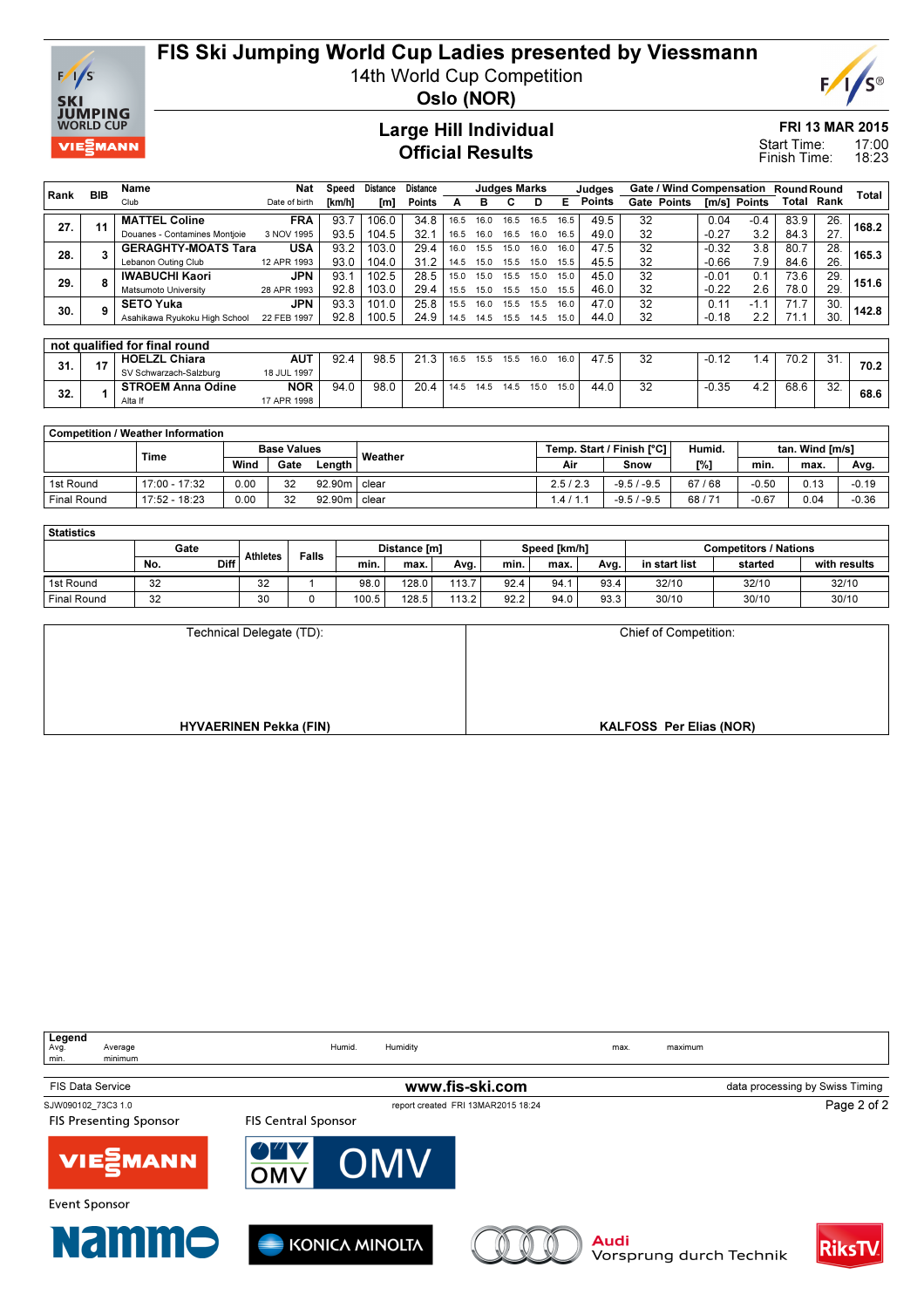# FIS Ski Jumping World Cup Ladies presented by Viessmann

14th World Cup Competition

**Oslo (NOR)**

## Large Hill Individual
## Official Results

FRI 13 MAR 2015
Start Time: 17:00
Finish Time: 18:23

| Rank | BIB | Name / Club | Nat / Date of birth | Speed [km/h] | Distance [m] | Distance Points | A | B | C | D | E | Judges Points | Gate | Gate Points | Wind [m/s] | Wind Points | Round Total | Round Rank | Total |
|---|---|---|---|---|---|---|---|---|---|---|---|---|---|---|---|---|---|---|---|
| 27. | 11 | MATTEL Coline | FRA | 93.7 | 106.0 | 34.8 | 16.5 | 16.0 | 16.5 | 16.5 | 16.5 | 49.5 | 32 | | 0.04 | -0.4 | 83.9 | 26. | 168.2 |
| | | Douanes - Contamines Montjoie | 3 NOV 1995 | 93.5 | 104.5 | 32.1 | 16.5 | 16.0 | 16.5 | 16.0 | 16.5 | 49.0 | 32 | | -0.27 | 3.2 | 84.3 | 27. | |
| 28. | 3 | GERAGHTY-MOATS Tara | USA | 93.2 | 103.0 | 29.4 | 16.0 | 15.5 | 15.0 | 16.0 | 16.0 | 47.5 | 32 | | -0.32 | 3.8 | 80.7 | 28. | 165.3 |
| | | Lebanon Outing Club | 12 APR 1993 | 93.0 | 104.0 | 31.2 | 14.5 | 15.0 | 15.5 | 15.0 | 15.5 | 45.5 | 32 | | -0.66 | 7.9 | 84.6 | 26. | |
| 29. | 8 | IWABUCHI Kaori | JPN | 93.1 | 102.5 | 28.5 | 15.0 | 15.0 | 15.5 | 15.0 | 15.0 | 45.0 | 32 | | -0.01 | 0.1 | 73.6 | 29. | 151.6 |
| | | Matsumoto University | 28 APR 1993 | 92.8 | 103.0 | 29.4 | 15.5 | 15.0 | 15.5 | 15.0 | 15.5 | 46.0 | 32 | | -0.22 | 2.6 | 78.0 | 29. | |
| 30. | 9 | SETO Yuka | JPN | 93.3 | 101.0 | 25.8 | 15.5 | 16.0 | 15.5 | 15.5 | 16.0 | 47.0 | 32 | | 0.11 | -1.1 | 71.7 | 30. | 142.8 |
| | | Asahikawa Ryukoku High School | 22 FEB 1997 | 92.8 | 100.5 | 24.9 | 14.5 | 14.5 | 15.5 | 14.5 | 15.0 | 44.0 | 32 | | -0.18 | 2.2 | 71.1 | 30. | |

**not qualified for final round**

| Rank | BIB | Name / Club | Nat / Date of birth | Speed [km/h] | Distance [m] | Distance Points | A | B | C | D | E | Judges Points | Gate | Gate Points | Wind [m/s] | Wind Points | Round Total | Round Rank | Total |
|---|---|---|---|---|---|---|---|---|---|---|---|---|---|---|---|---|---|---|---|
| 31. | 17 | HOELZL Chiara | AUT | 92.4 | 98.5 | 21.3 | 16.5 | 15.5 | 15.5 | 16.0 | 16.0 | 47.5 | 32 | | -0.12 | 1.4 | 70.2 | 31. | 70.2 |
| | | SV Schwarzach-Salzburg | 18 JUL 1997 | | | | | | | | | | | | | | | | |
| 32. | 1 | STROEM Anna Odine | NOR | 94.0 | 98.0 | 20.4 | 14.5 | 14.5 | 14.5 | 15.0 | 15.0 | 44.0 | 32 | | -0.35 | 4.2 | 68.6 | 32. | 68.6 |
| | | Alta If | 17 APR 1998 | | | | | | | | | | | | | | | | |

**Competition / Weather Information**

| | Time | Base Values | | | Weather | Temp. Start / Finish [°C] | | Humid. | tan. Wind [m/s] | | |
|---|---|---|---|---|---|---|---|---|---|---|---|
| | | Wind | Gate | Length | | Air | Snow | [%] | min. | max. | Avg. |
| 1st Round | 17:00 - 17:32 | 0.00 | 32 | 92.90m | clear | 2.5 / 2.3 | -9.5 / -9.5 | 67 / 68 | -0.50 | 0.13 | -0.19 |
| Final Round | 17:52 - 18:23 | 0.00 | 32 | 92.90m | clear | 1.4 / 1.1 | -9.5 / -9.5 | 68 / 71 | -0.67 | 0.04 | -0.36 |

**Statistics**

| | Gate | | Athletes | Falls | Distance [m] | | | Speed [km/h] | | | Competitors / Nations | | |
|---|---|---|---|---|---|---|---|---|---|---|---|---|---|
| | No. | Diff | | | min. | max. | Avg. | min. | max. | Avg. | in start list | started | with results |
| 1st Round | 32 | | 32 | 1 | 98.0 | 128.0 | 113.7 | 92.4 | 94.1 | 93.4 | 32/10 | 32/10 | 32/10 |
| Final Round | 32 | | 30 | 0 | 100.5 | 128.5 | 113.2 | 92.2 | 94.0 | 93.3 | 30/10 | 30/10 | 30/10 |

| Technical Delegate (TD): | Chief of Competition: |
|---|---|
| HYVAERINEN Pekka (FIN) | KALFOSS Per Elias (NOR) |

**Legend**
Avg. Average
min. minimum
Humid. Humidity
max. maximum

FIS Data Service — www.fis-ski.com — data processing by Swiss Timing

SJW090102_73C3 1.0 — report created FRI 13MAR2015 18:24

FIS Presenting Sponsor: VIESSMANN
FIS Central Sponsor: OMV
Event Sponsor: Nammo, KONICA MINOLTA, Audi Vorsprung durch Technik, RiksTV